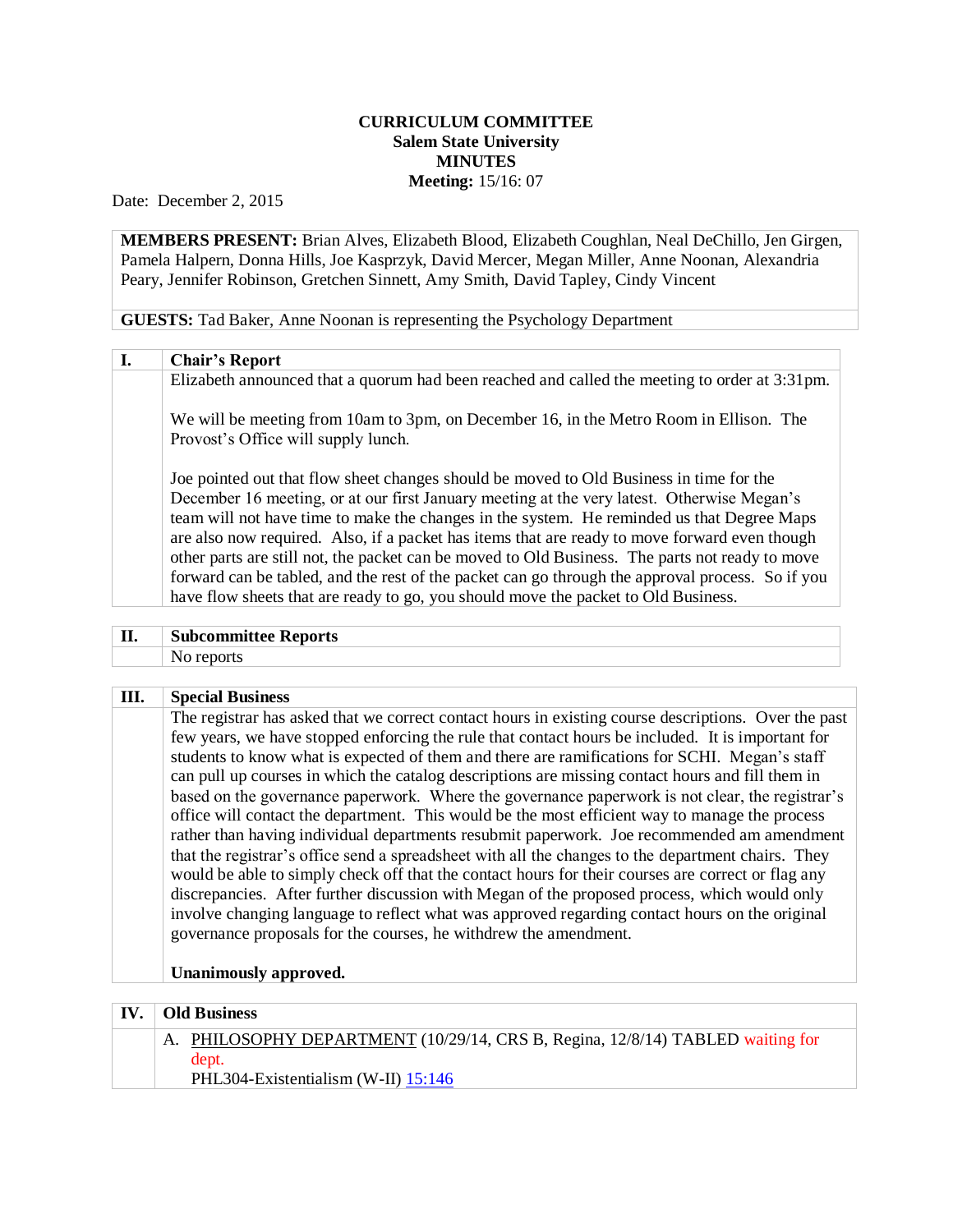**CURRICULUM COMMITTEE**
**Salem State University**
**MINUTES**
**Meeting:** 15/16: 07

Date: December 2, 2015

**MEMBERS PRESENT:** Brian Alves, Elizabeth Blood, Elizabeth Coughlan, Neal DeChillo, Jen Girgen, Pamela Halpern, Donna Hills, Joe Kasprzyk, David Mercer, Megan Miller, Anne Noonan, Alexandria Peary, Jennifer Robinson, Gretchen Sinnett, Amy Smith, David Tapley, Cindy Vincent

**GUESTS:** Tad Baker, Anne Noonan is representing the Psychology Department

## I. Chair's Report

Elizabeth announced that a quorum had been reached and called the meeting to order at 3:31pm.

We will be meeting from 10am to 3pm, on December 16, in the Metro Room in Ellison. The Provost's Office will supply lunch.

Joe pointed out that flow sheet changes should be moved to Old Business in time for the December 16 meeting, or at our first January meeting at the very latest. Otherwise Megan's team will not have time to make the changes in the system. He reminded us that Degree Maps are also now required. Also, if a packet has items that are ready to move forward even though other parts are still not, the packet can be moved to Old Business. The parts not ready to move forward can be tabled, and the rest of the packet can go through the approval process. So if you have flow sheets that are ready to go, you should move the packet to Old Business.

## II. Subcommittee Reports

No reports

## III. Special Business

The registrar has asked that we correct contact hours in existing course descriptions. Over the past few years, we have stopped enforcing the rule that contact hours be included. It is important for students to know what is expected of them and there are ramifications for SCHI. Megan's staff can pull up courses in which the catalog descriptions are missing contact hours and fill them in based on the governance paperwork. Where the governance paperwork is not clear, the registrar's office will contact the department. This would be the most efficient way to manage the process rather than having individual departments resubmit paperwork. Joe recommended am amendment that the registrar's office send a spreadsheet with all the changes to the department chairs. They would be able to simply check off that the contact hours for their courses are correct or flag any discrepancies. After further discussion with Megan of the proposed process, which would only involve changing language to reflect what was approved regarding contact hours on the original governance proposals for the courses, he withdrew the amendment.

**Unanimously approved.**

## IV. Old Business

A. PHILOSOPHY DEPARTMENT (10/29/14, CRS B, Regina, 12/8/14) TABLED waiting for dept.
PHL304-Existentialism (W-II) 15:146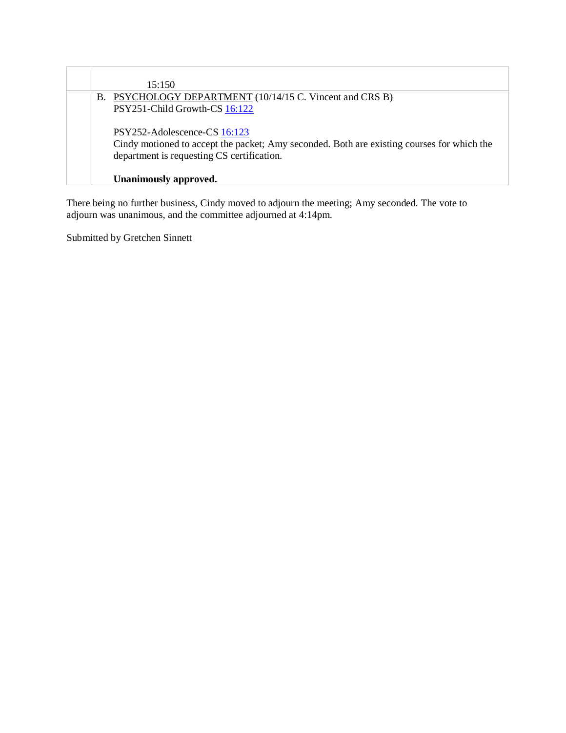| | |
|---|---|
| | 15:150 |
| | B. PSYCHOLOGY DEPARTMENT (10/14/15 C. Vincent and CRS B)<br>PSY251-Child Growth-CS 16:122<br><br>PSY252-Adolescence-CS 16:123<br>Cindy motioned to accept the packet; Amy seconded. Both are existing courses for which the department is requesting CS certification.<br><br>**Unanimously approved.** |

There being no further business, Cindy moved to adjourn the meeting; Amy seconded. The vote to adjourn was unanimous, and the committee adjourned at 4:14pm.

Submitted by Gretchen Sinnett